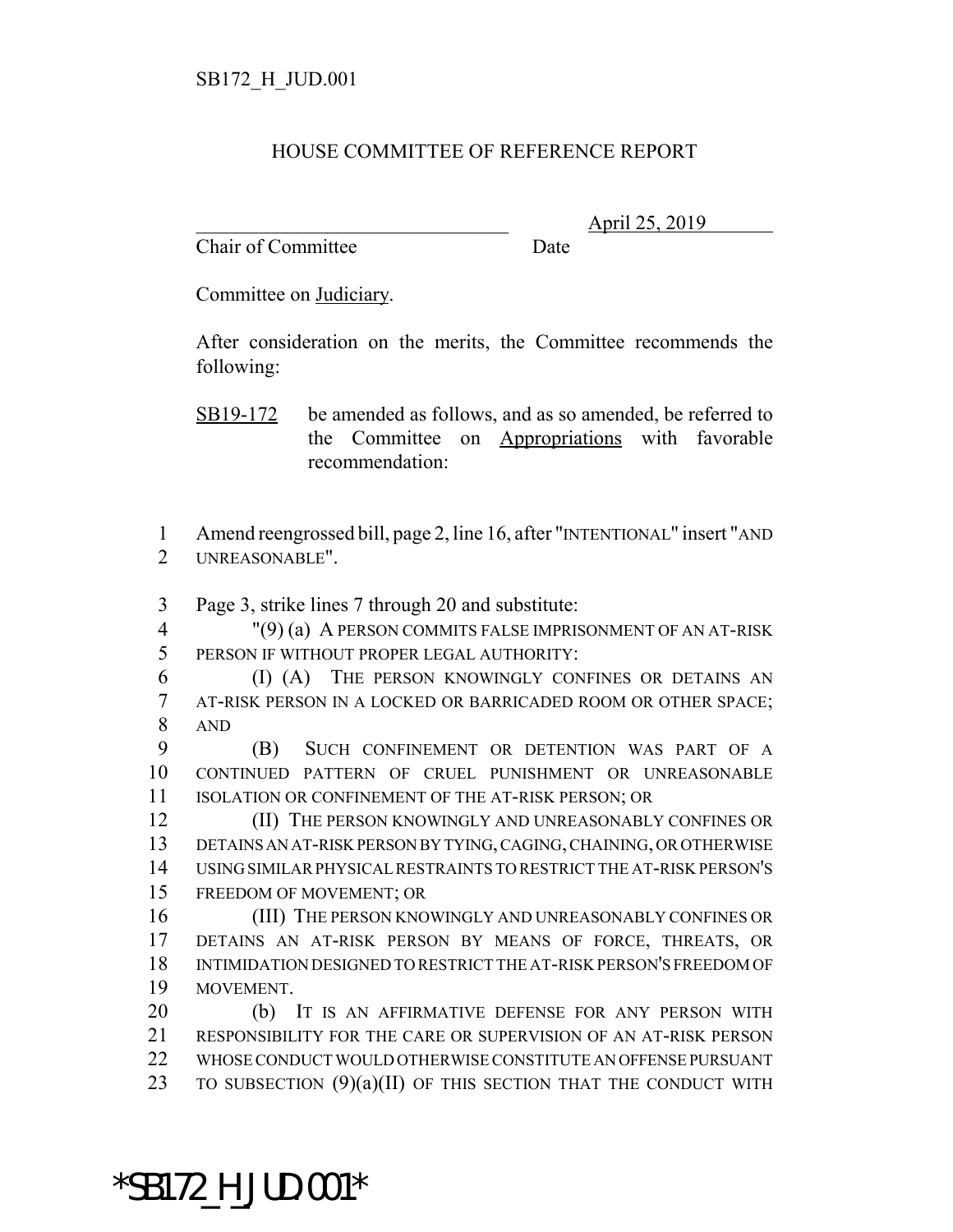SB172_H_JUD.001

HOUSE COMMITTEE OF REFERENCE REPORT

________________________________ April 25, 2019
Chair of Committee Date

Committee on Judiciary.

After consideration on the merits, the Committee recommends the following:

SB19-172 be amended as follows, and as so amended, be referred to the Committee on Appropriations with favorable recommendation:

1 Amend reengrossed bill, page 2, line 16, after "INTENTIONAL" insert "AND
2 UNREASONABLE".

3 Page 3, strike lines 7 through 20 and substitute:
4 "(9) (a) A PERSON COMMITS FALSE IMPRISONMENT OF AN AT-RISK
5 PERSON IF WITHOUT PROPER LEGAL AUTHORITY:
6 (I) (A) THE PERSON KNOWINGLY CONFINES OR DETAINS AN
7 AT-RISK PERSON IN A LOCKED OR BARRICADED ROOM OR OTHER SPACE;
8 AND
9 (B) SUCH CONFINEMENT OR DETENTION WAS PART OF A
10 CONTINUED PATTERN OF CRUEL PUNISHMENT OR UNREASONABLE
11 ISOLATION OR CONFINEMENT OF THE AT-RISK PERSON; OR
12 (II) THE PERSON KNOWINGLY AND UNREASONABLY CONFINES OR
13 DETAINS AN AT-RISK PERSON BY TYING, CAGING, CHAINING, OR OTHERWISE
14 USING SIMILAR PHYSICAL RESTRAINTS TO RESTRICT THE AT-RISK PERSON'S
15 FREEDOM OF MOVEMENT; OR
16 (III) THE PERSON KNOWINGLY AND UNREASONABLY CONFINES OR
17 DETAINS AN AT-RISK PERSON BY MEANS OF FORCE, THREATS, OR
18 INTIMIDATION DESIGNED TO RESTRICT THE AT-RISK PERSON'S FREEDOM OF
19 MOVEMENT.
20 (b) IT IS AN AFFIRMATIVE DEFENSE FOR ANY PERSON WITH
21 RESPONSIBILITY FOR THE CARE OR SUPERVISION OF AN AT-RISK PERSON
22 WHOSE CONDUCT WOULD OTHERWISE CONSTITUTE AN OFFENSE PURSUANT
23 TO SUBSECTION (9)(a)(II) OF THIS SECTION THAT THE CONDUCT WITH

*SB172_H_JUD.001*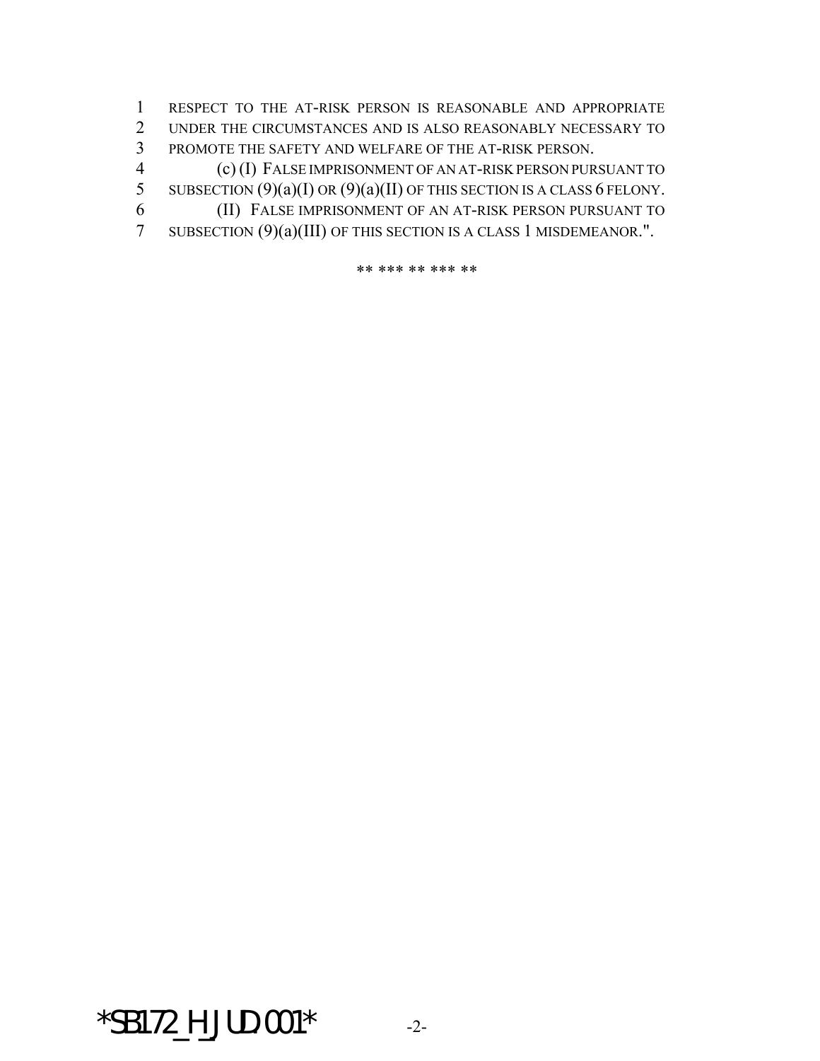1 RESPECT TO THE AT-RISK PERSON IS REASONABLE AND APPROPRIATE
2 UNDER THE CIRCUMSTANCES AND IS ALSO REASONABLY NECESSARY TO
3 PROMOTE THE SAFETY AND WELFARE OF THE AT-RISK PERSON.
4 (c) (I) FALSE IMPRISONMENT OF AN AT-RISK PERSON PURSUANT TO
5 SUBSECTION (9)(a)(I) OR (9)(a)(II) OF THIS SECTION IS A CLASS 6 FELONY.
6 (II) FALSE IMPRISONMENT OF AN AT-RISK PERSON PURSUANT TO
7 SUBSECTION (9)(a)(III) OF THIS SECTION IS A CLASS 1 MISDEMEANOR.".

** *** ** *** **

*SB172_H_JUD.001*